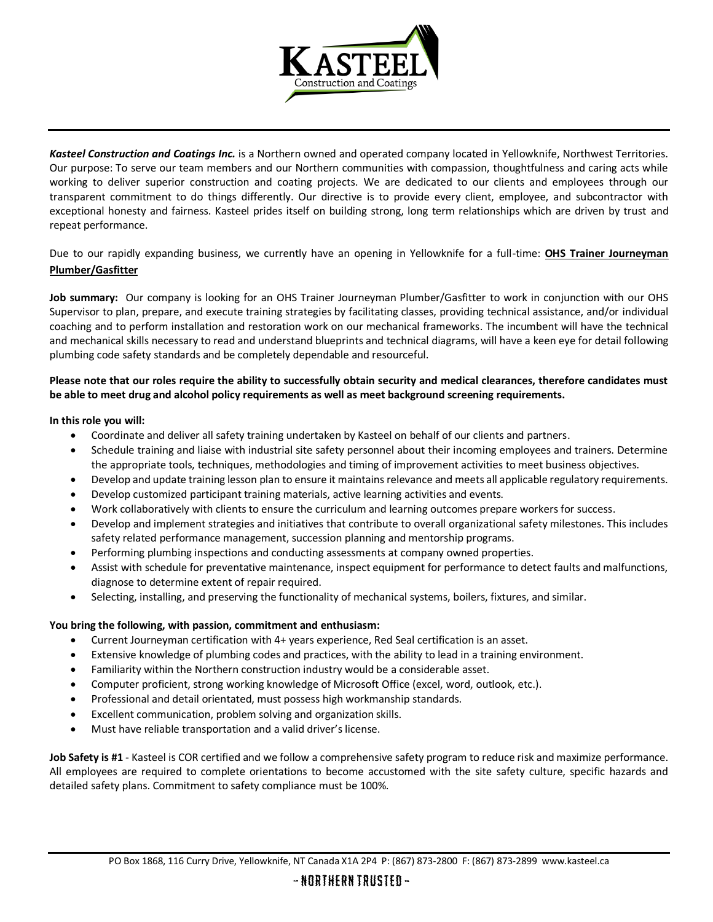**KASTEEL**
Construction and Coatings

***Kasteel Construction and Coatings Inc.*** is a Northern owned and operated company located in Yellowknife, Northwest Territories. Our purpose: To serve our team members and our Northern communities with compassion, thoughtfulness and caring acts while working to deliver superior construction and coating projects. We are dedicated to our clients and employees through our transparent commitment to do things differently. Our directive is to provide every client, employee, and subcontractor with exceptional honesty and fairness. Kasteel prides itself on building strong, long term relationships which are driven by trust and repeat performance.

Due to our rapidly expanding business, we currently have an opening in Yellowknife for a full-time: **OHS Trainer Journeyman Plumber/Gasfitter**

**Job summary:** Our company is looking for an OHS Trainer Journeyman Plumber/Gasfitter to work in conjunction with our OHS Supervisor to plan, prepare, and execute training strategies by facilitating classes, providing technical assistance, and/or individual coaching and to perform installation and restoration work on our mechanical frameworks. The incumbent will have the technical and mechanical skills necessary to read and understand blueprints and technical diagrams, will have a keen eye for detail following plumbing code safety standards and be completely dependable and resourceful.

**Please note that our roles require the ability to successfully obtain security and medical clearances, therefore candidates must be able to meet drug and alcohol policy requirements as well as meet background screening requirements.**

**In this role you will:**

- Coordinate and deliver all safety training undertaken by Kasteel on behalf of our clients and partners.
- Schedule training and liaise with industrial site safety personnel about their incoming employees and trainers. Determine the appropriate tools, techniques, methodologies and timing of improvement activities to meet business objectives.
- Develop and update training lesson plan to ensure it maintains relevance and meets all applicable regulatory requirements.
- Develop customized participant training materials, active learning activities and events.
- Work collaboratively with clients to ensure the curriculum and learning outcomes prepare workers for success.
- Develop and implement strategies and initiatives that contribute to overall organizational safety milestones. This includes safety related performance management, succession planning and mentorship programs.
- Performing plumbing inspections and conducting assessments at company owned properties.
- Assist with schedule for preventative maintenance, inspect equipment for performance to detect faults and malfunctions, diagnose to determine extent of repair required.
- Selecting, installing, and preserving the functionality of mechanical systems, boilers, fixtures, and similar.

**You bring the following, with passion, commitment and enthusiasm:**

- Current Journeyman certification with 4+ years experience, Red Seal certification is an asset.
- Extensive knowledge of plumbing codes and practices, with the ability to lead in a training environment.
- Familiarity within the Northern construction industry would be a considerable asset.
- Computer proficient, strong working knowledge of Microsoft Office (excel, word, outlook, etc.).
- Professional and detail orientated, must possess high workmanship standards.
- Excellent communication, problem solving and organization skills.
- Must have reliable transportation and a valid driver's license.

**Job Safety is #1** - Kasteel is COR certified and we follow a comprehensive safety program to reduce risk and maximize performance. All employees are required to complete orientations to become accustomed with the site safety culture, specific hazards and detailed safety plans. Commitment to safety compliance must be 100%.

PO Box 1868, 116 Curry Drive, Yellowknife, NT Canada X1A 2P4 P: (867) 873-2800 F: (867) 873-2899 www.kasteel.ca

~ NORTHERN TRUSTED ~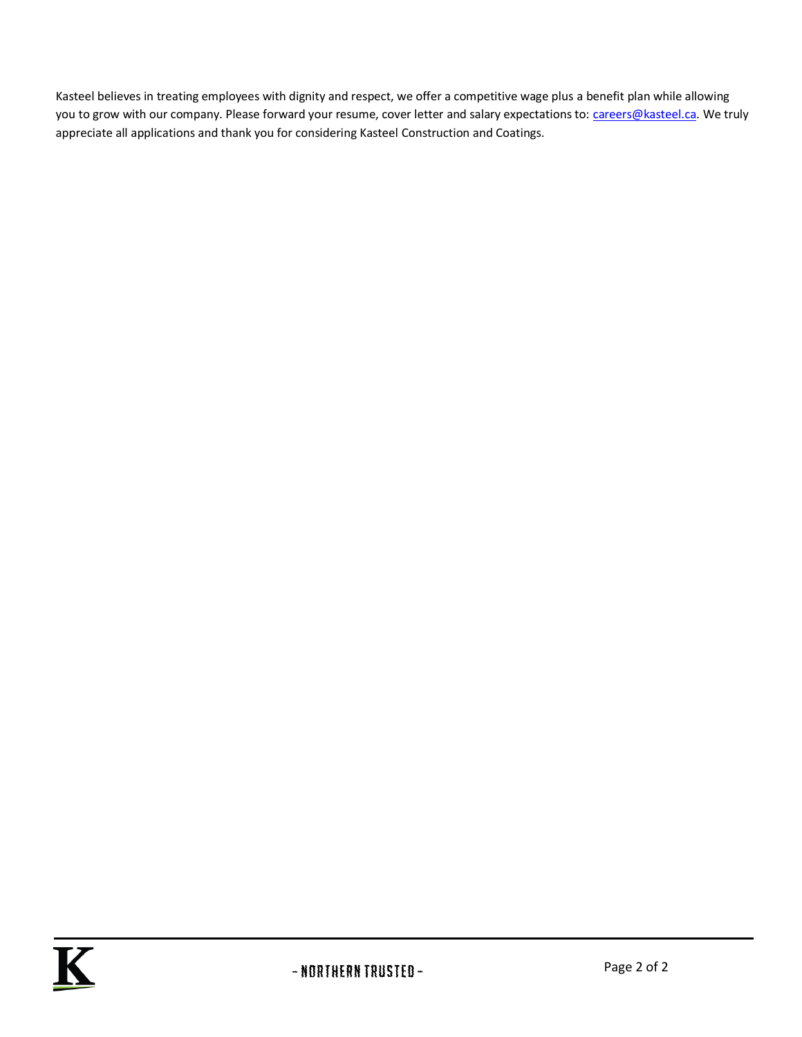Kasteel believes in treating employees with dignity and respect, we offer a competitive wage plus a benefit plan while allowing you to grow with our company. Please forward your resume, cover letter and salary expectations to: careers@kasteel.ca. We truly appreciate all applications and thank you for considering Kasteel Construction and Coatings.